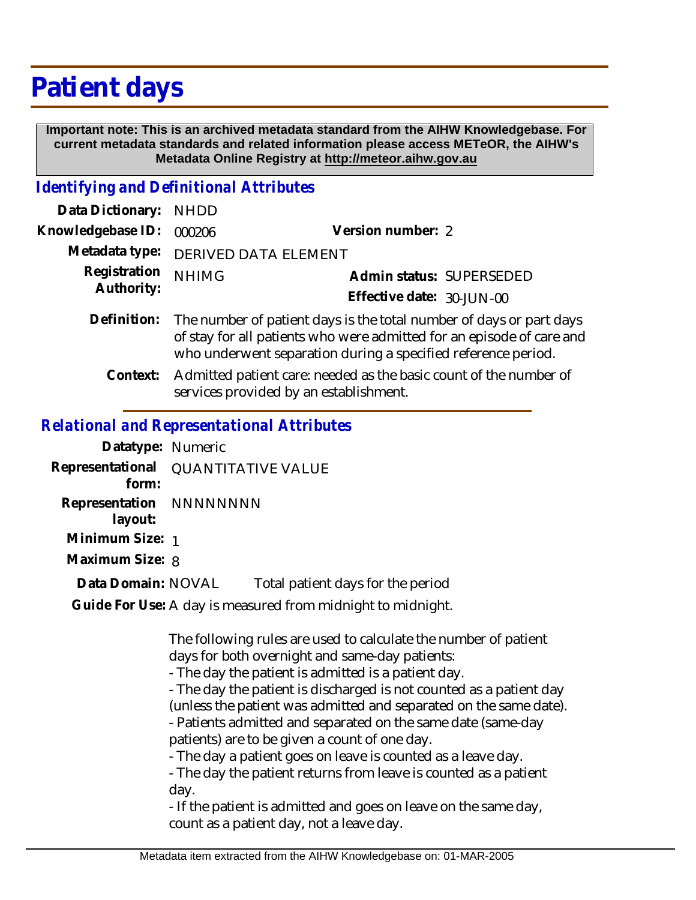# Patient days

**Important note: This is an archived metadata standard from the AIHW Knowledgebase. For current metadata standards and related information please access METeOR, the AIHW's Metadata Online Registry at http://meteor.aihw.gov.au**

## *Identifying and Definitional Attributes*

**Data Dictionary:** NHDD

**Knowledgebase ID:** 000206 **Version number:** 2

**Metadata type:** DERIVED DATA ELEMENT

**Registration Authority:** NHIMG **Admin status:** SUPERSEDED

**Effective date:** 30-JUN-00

**Definition:** The number of patient days is the total number of days or part days of stay for all patients who were admitted for an episode of care and who underwent separation during a specified reference period.

**Context:** Admitted patient care: needed as the basic count of the number of services provided by an establishment.

## *Relational and Representational Attributes*

**Datatype:** Numeric

**Representational form:** QUANTITATIVE VALUE

**Representation layout:** NNNNNNNN

**Minimum Size:** 1

**Maximum Size:** 8

**Data Domain:** NOVAL Total patient days for the period

**Guide For Use:** A day is measured from midnight to midnight.

The following rules are used to calculate the number of patient days for both overnight and same-day patients:
- The day the patient is admitted is a patient day.
- The day the patient is discharged is not counted as a patient day (unless the patient was admitted and separated on the same date).
- Patients admitted and separated on the same date (same-day patients) are to be given a count of one day.
- The day a patient goes on leave is counted as a leave day.
- The day the patient returns from leave is counted as a patient day.
- If the patient is admitted and goes on leave on the same day, count as a patient day, not a leave day.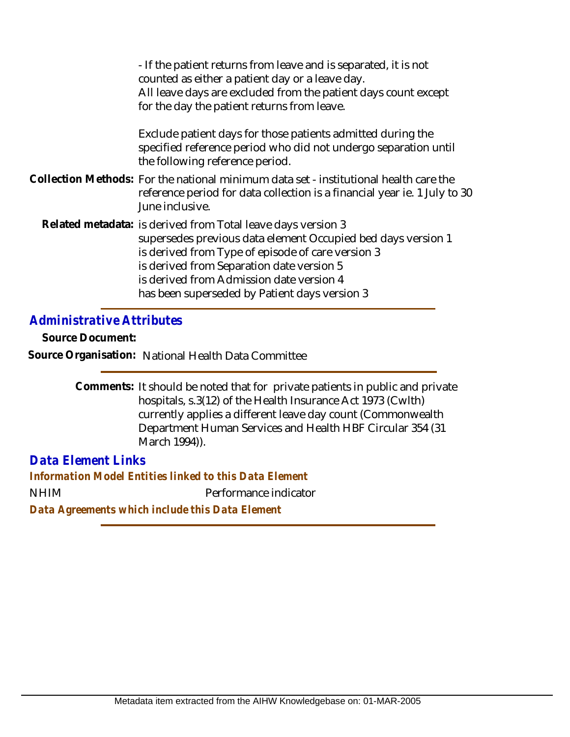- If the patient returns from leave and is separated, it is not counted as either a patient day or a leave day.
All leave days are excluded from the patient days count except for the day the patient returns from leave.

Exclude patient days for those patients admitted during the specified reference period who did not undergo separation until the following reference period.

**Collection Methods:** For the national minimum data set - institutional health care the reference period for data collection is a financial year ie. 1 July to 30 June inclusive.

**Related metadata:** is derived from Total leave days version 3
supersedes previous data element Occupied bed days version 1
is derived from Type of episode of care version 3
is derived from Separation date version 5
is derived from Admission date version 4
has been superseded by Patient days version 3

## Administrative Attributes

**Source Document:**

**Source Organisation:** National Health Data Committee

**Comments:** It should be noted that for private patients in public and private hospitals, s.3(12) of the Health Insurance Act 1973 (Cwlth) currently applies a different leave day count (Commonwealth Department Human Services and Health HBF Circular 354 (31 March 1994)).

## Data Element Links

### Information Model Entities linked to this Data Element

NHIM Performance indicator

### Data Agreements which include this Data Element

Metadata item extracted from the AIHW Knowledgebase on: 01-MAR-2005